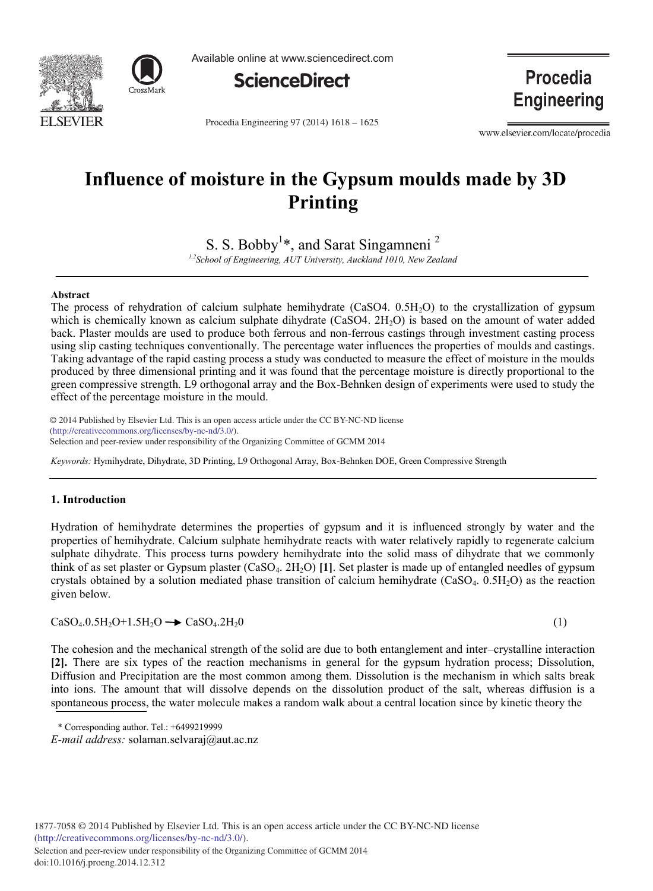# Influence of moisture in the Gypsum moulds made by 3D Printing

S. S. Bobby[1]*, and Sarat Singamneni [2]

[1,2]*School of Engineering, AUT University, Auckland 1010, New Zealand*

---

### Abstract

The process of rehydration of calcium sulphate hemihydrate (CaSO4. $0.5H_2O$) to the crystallization of gypsum which is chemically known as calcium sulphate dihydrate (CaSO4. $2H_2O$) is based on the amount of water added back. Plaster moulds are used to produce both ferrous and non-ferrous castings through investment casting process using slip casting techniques conventionally. The percentage water influences the properties of moulds and castings. Taking advantage of the rapid casting process a study was conducted to measure the effect of moisture in the moulds produced by three dimensional printing and it was found that the percentage moisture is directly proportional to the green compressive strength. L9 orthogonal array and the Box-Behnken design of experiments were used to study the effect of the percentage moisture in the mould.

© 2014 Published by Elsevier Ltd. This is an open access article under the CC BY-NC-ND license (http://creativecommons.org/licenses/by-nc-nd/3.0/).
Selection and peer-review under responsibility of the Organizing Committee of GCMM 2014

*Keywords:* Hymihydrate, Dihydrate, 3D Printing, L9 Orthogonal Array, Box-Behnken DOE, Green Compressive Strength

---

## 1. Introduction

Hydration of hemihydrate determines the properties of gypsum and it is influenced strongly by water and the properties of hemihydrate. Calcium sulphate hemihydrate reacts with water relatively rapidly to regenerate calcium sulphate dihydrate. This process turns powdery hemihydrate into the solid mass of dihydrate that we commonly think of as set plaster or Gypsum plaster ($CaSO_4$. $2H_2O$) **[1]**. Set plaster is made up of entangled needles of gypsum crystals obtained by a solution mediated phase transition of calcium hemihydrate ($CaSO_4$. $0.5H_2O$) as the reaction given below.

$$CaSO_4.0.5H_2O+1.5H_2O \rightarrow CaSO_4.2H_20 \tag{1}$$

The cohesion and the mechanical strength of the solid are due to both entanglement and inter–crystalline interaction **[2].** There are six types of the reaction mechanisms in general for the gypsum hydration process; Dissolution, Diffusion and Precipitation are the most common among them. Dissolution is the mechanism in which salts break into ions. The amount that will dissolve depends on the dissolution product of the salt, whereas diffusion is a spontaneous process, the water molecule makes a random walk about a central location since by kinetic theory the

\* Corresponding author. Tel.: +6499219999
*E-mail address:* solaman.selvaraj@aut.ac.nz

1877-7058 © 2014 Published by Elsevier Ltd. This is an open access article under the CC BY-NC-ND license (http://creativecommons.org/licenses/by-nc-nd/3.0/).
Selection and peer-review under responsibility of the Organizing Committee of GCMM 2014
doi:10.1016/j.proeng.2014.12.312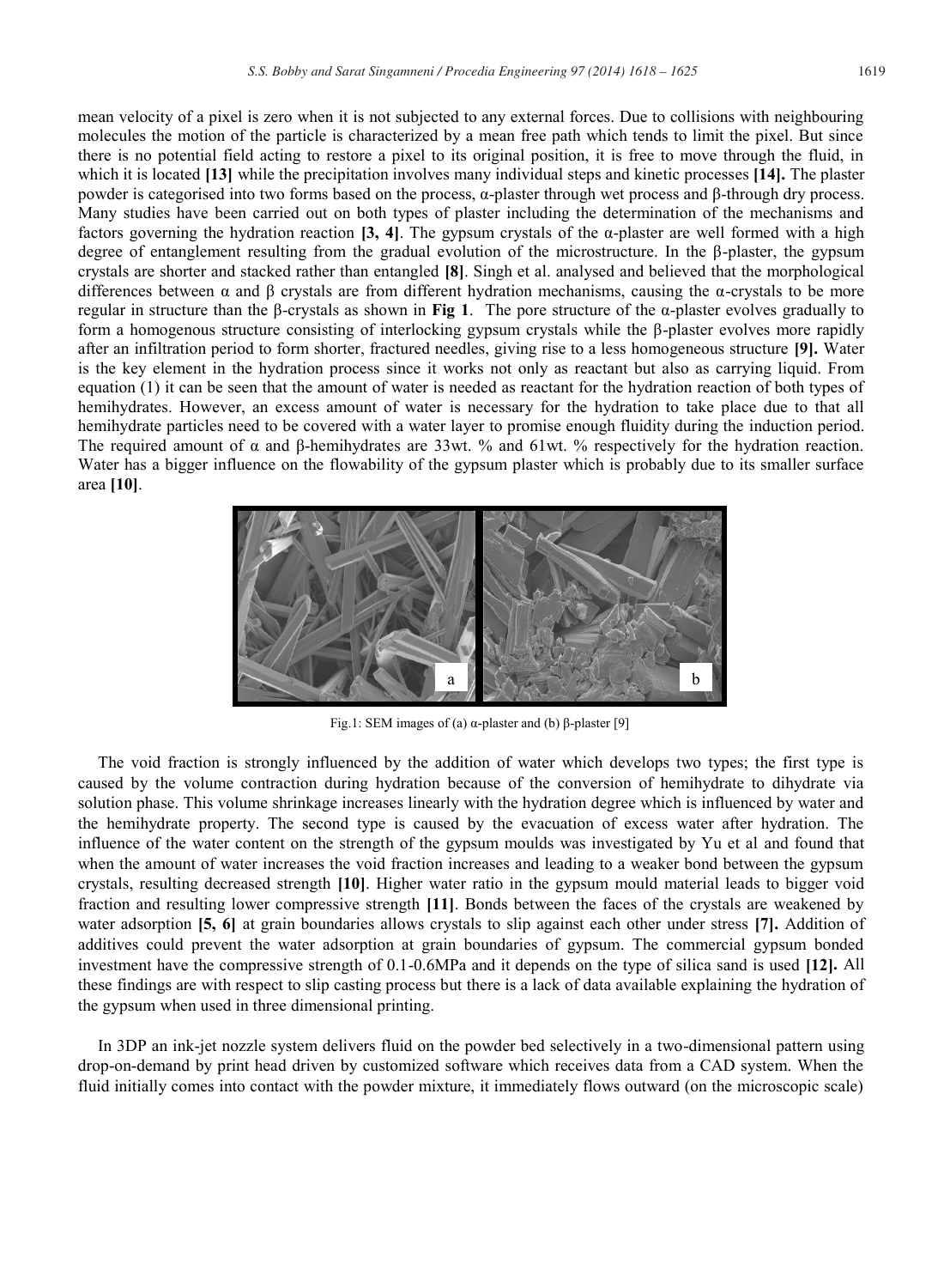mean velocity of a pixel is zero when it is not subjected to any external forces. Due to collisions with neighbouring molecules the motion of the particle is characterized by a mean free path which tends to limit the pixel. But since there is no potential field acting to restore a pixel to its original position, it is free to move through the fluid, in which it is located **[13]** while the precipitation involves many individual steps and kinetic processes **[14].** The plaster powder is categorised into two forms based on the process, α-plaster through wet process and β-through dry process. Many studies have been carried out on both types of plaster including the determination of the mechanisms and factors governing the hydration reaction **[3, 4]**. The gypsum crystals of the α-plaster are well formed with a high degree of entanglement resulting from the gradual evolution of the microstructure. In the β-plaster, the gypsum crystals are shorter and stacked rather than entangled **[8]**. Singh et al. analysed and believed that the morphological differences between α and β crystals are from different hydration mechanisms, causing the α-crystals to be more regular in structure than the β-crystals as shown in **Fig 1**. The pore structure of the α-plaster evolves gradually to form a homogenous structure consisting of interlocking gypsum crystals while the β-plaster evolves more rapidly after an infiltration period to form shorter, fractured needles, giving rise to a less homogeneous structure **[9].** Water is the key element in the hydration process since it works not only as reactant but also as carrying liquid. From equation (1) it can be seen that the amount of water is needed as reactant for the hydration reaction of both types of hemihydrates. However, an excess amount of water is necessary for the hydration to take place due to that all hemihydrate particles need to be covered with a water layer to promise enough fluidity during the induction period. The required amount of α and β-hemihydrates are 33wt. % and 61wt. % respectively for the hydration reaction. Water has a bigger influence on the flowability of the gypsum plaster which is probably due to its smaller surface area **[10]**.

Fig.1: SEM images of (a) α-plaster and (b) β-plaster [9]

The void fraction is strongly influenced by the addition of water which develops two types; the first type is caused by the volume contraction during hydration because of the conversion of hemihydrate to dihydrate via solution phase. This volume shrinkage increases linearly with the hydration degree which is influenced by water and the hemihydrate property. The second type is caused by the evacuation of excess water after hydration. The influence of the water content on the strength of the gypsum moulds was investigated by Yu et al and found that when the amount of water increases the void fraction increases and leading to a weaker bond between the gypsum crystals, resulting decreased strength **[10]**. Higher water ratio in the gypsum mould material leads to bigger void fraction and resulting lower compressive strength **[11]**. Bonds between the faces of the crystals are weakened by water adsorption **[5, 6]** at grain boundaries allows crystals to slip against each other under stress **[7].** Addition of additives could prevent the water adsorption at grain boundaries of gypsum. The commercial gypsum bonded investment have the compressive strength of 0.1-0.6MPa and it depends on the type of silica sand is used **[12].** All these findings are with respect to slip casting process but there is a lack of data available explaining the hydration of the gypsum when used in three dimensional printing.

In 3DP an ink-jet nozzle system delivers fluid on the powder bed selectively in a two-dimensional pattern using drop-on-demand by print head driven by customized software which receives data from a CAD system. When the fluid initially comes into contact with the powder mixture, it immediately flows outward (on the microscopic scale)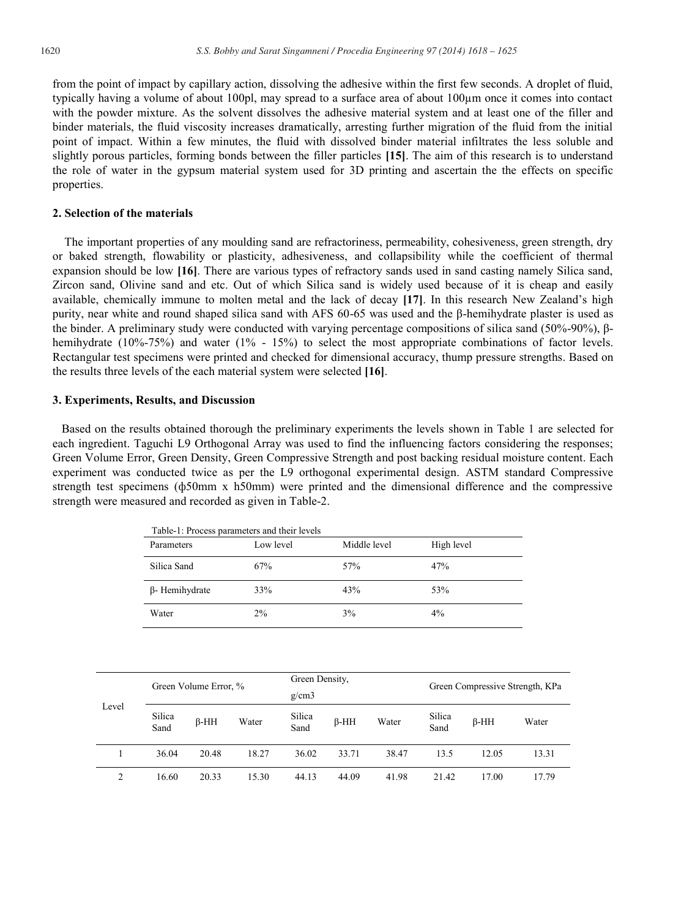from the point of impact by capillary action, dissolving the adhesive within the first few seconds. A droplet of fluid, typically having a volume of about 100pl, may spread to a surface area of about 100μm once it comes into contact with the powder mixture. As the solvent dissolves the adhesive material system and at least one of the filler and binder materials, the fluid viscosity increases dramatically, arresting further migration of the fluid from the initial point of impact. Within a few minutes, the fluid with dissolved binder material infiltrates the less soluble and slightly porous particles, forming bonds between the filler particles **[15]**. The aim of this research is to understand the role of water in the gypsum material system used for 3D printing and ascertain the the effects on specific properties.

## 2. Selection of the materials

The important properties of any moulding sand are refractoriness, permeability, cohesiveness, green strength, dry or baked strength, flowability or plasticity, adhesiveness, and collapsibility while the coefficient of thermal expansion should be low **[16]**. There are various types of refractory sands used in sand casting namely Silica sand, Zircon sand, Olivine sand and etc. Out of which Silica sand is widely used because of it is cheap and easily available, chemically immune to molten metal and the lack of decay **[17]**. In this research New Zealand's high purity, near white and round shaped silica sand with AFS 60-65 was used and the β-hemihydrate plaster is used as the binder. A preliminary study were conducted with varying percentage compositions of silica sand (50%-90%), β-hemihydrate (10%-75%) and water (1% - 15%) to select the most appropriate combinations of factor levels. Rectangular test specimens were printed and checked for dimensional accuracy, thump pressure strengths. Based on the results three levels of the each material system were selected **[16]**.

## 3. Experiments, Results, and Discussion

Based on the results obtained thorough the preliminary experiments the levels shown in Table 1 are selected for each ingredient. Taguchi L9 Orthogonal Array was used to find the influencing factors considering the responses; Green Volume Error, Green Density, Green Compressive Strength and post backing residual moisture content. Each experiment was conducted twice as per the L9 orthogonal experimental design. ASTM standard Compressive strength test specimens (ϕ50mm x h50mm) were printed and the dimensional difference and the compressive strength were measured and recorded as given in Table-2.

Table-1: Process parameters and their levels

| Parameters | Low level | Middle level | High level |
|---|---|---|---|
| Silica Sand | 67% | 57% | 47% |
| β- Hemihydrate | 33% | 43% | 53% |
| Water | 2% | 3% | 4% |

| Level | Green Volume Error, % | | | Green Density, g/cm3 | | | Green Compressive Strength, KPa | | |
|---|---|---|---|---|---|---|---|---|---|
| | Silica Sand | β-HH | Water | Silica Sand | β-HH | Water | Silica Sand | β-HH | Water |
| 1 | 36.04 | 20.48 | 18.27 | 36.02 | 33.71 | 38.47 | 13.5 | 12.05 | 13.31 |
| 2 | 16.60 | 20.33 | 15.30 | 44.13 | 44.09 | 41.98 | 21.42 | 17.00 | 17.79 |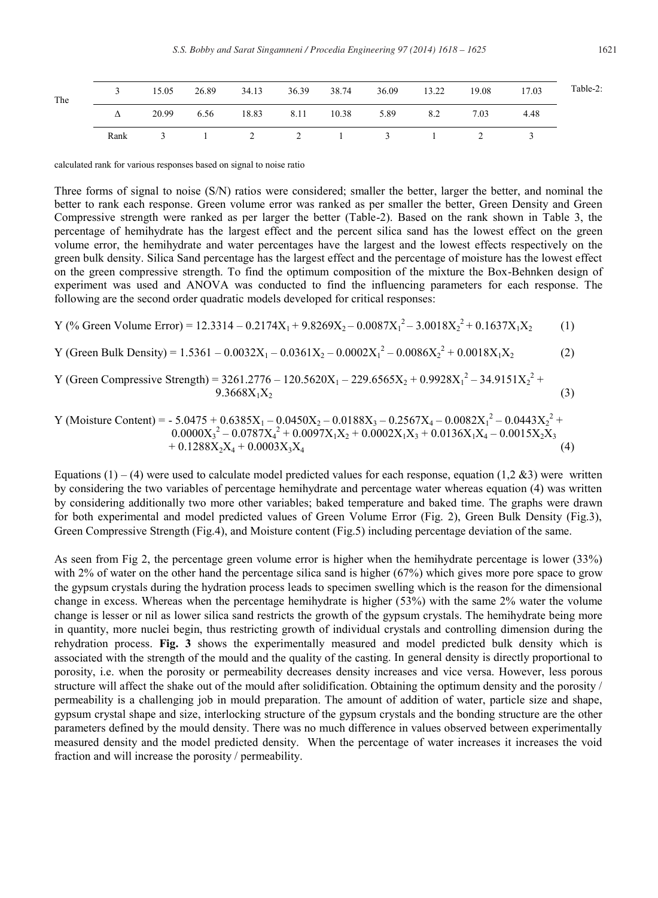| 3 | 15.05 | 26.89 | 34.13 | 36.39 | 38.74 | 36.09 | 13.22 | 19.08 | 17.03 |
|---|---|---|---|---|---|---|---|---|---|
| Δ | 20.99 | 6.56 | 18.83 | 8.11 | 10.38 | 5.89 | 8.2 | 7.03 | 4.48 |
| Rank | 3 | 1 | 2 | 2 | 1 | 3 | 1 | 2 | 3 |

The Table-2: calculated rank for various responses based on signal to noise ratio

Three forms of signal to noise (S/N) ratios were considered; smaller the better, larger the better, and nominal the better to rank each response. Green volume error was ranked as per smaller the better, Green Density and Green Compressive strength were ranked as per larger the better (Table-2). Based on the rank shown in Table 3, the percentage of hemihydrate has the largest effect and the percent silica sand has the lowest effect on the green volume error, the hemihydrate and water percentages have the largest and the lowest effects respectively on the green bulk density. Silica Sand percentage has the largest effect and the percentage of moisture has the lowest effect on the green compressive strength. To find the optimum composition of the mixture the Box-Behnken design of experiment was used and ANOVA was conducted to find the influencing parameters for each response. The following are the second order quadratic models developed for critical responses:

$$Y\ (\%\ \text{Green Volume Error}) = 12.3314 - 0.2174X_1 + 9.8269X_2 - 0.0087X_1^2 - 3.0018X_2^2 + 0.1637X_1X_2 \quad (1)$$

$$Y\ (\text{Green Bulk Density}) = 1.5361 - 0.0032X_1 - 0.0361X_2 - 0.0002X_1^2 - 0.0086X_2^2 + 0.0018X_1X_2 \quad (2)$$

$$Y\ (\text{Green Compressive Strength}) = 3261.2776 - 120.5620X_1 - 229.6565X_2 + 0.9928X_1^2 - 34.9151X_2^2 + 9.3668X_1X_2 \quad (3)$$

$$Y\ (\text{Moisture Content}) = -5.0475 + 0.6385X_1 - 0.0450X_2 - 0.0188X_3 - 0.2567X_4 - 0.0082X_1^2 - 0.0443X_2^2 + 0.0000X_3^2 - 0.0787X_4^2 + 0.0097X_1X_2 + 0.0002X_1X_3 + 0.0136X_1X_4 - 0.0015X_2X_3 + 0.1288X_2X_4 + 0.0003X_3X_4 \quad (4)$$

Equations (1) – (4) were used to calculate model predicted values for each response, equation (1,2 &3) were written by considering the two variables of percentage hemihydrate and percentage water whereas equation (4) was written by considering additionally two more other variables; baked temperature and baked time. The graphs were drawn for both experimental and model predicted values of Green Volume Error (Fig. 2), Green Bulk Density (Fig.3), Green Compressive Strength (Fig.4), and Moisture content (Fig.5) including percentage deviation of the same.

As seen from Fig 2, the percentage green volume error is higher when the hemihydrate percentage is lower (33%) with 2% of water on the other hand the percentage silica sand is higher (67%) which gives more pore space to grow the gypsum crystals during the hydration process leads to specimen swelling which is the reason for the dimensional change in excess. Whereas when the percentage hemihydrate is higher (53%) with the same 2% water the volume change is lesser or nil as lower silica sand restricts the growth of the gypsum crystals. The hemihydrate being more in quantity, more nuclei begin, thus restricting growth of individual crystals and controlling dimension during the rehydration process. **Fig. 3** shows the experimentally measured and model predicted bulk density which is associated with the strength of the mould and the quality of the casting. In general density is directly proportional to porosity, i.e. when the porosity or permeability decreases density increases and vice versa. However, less porous structure will affect the shake out of the mould after solidification. Obtaining the optimum density and the porosity / permeability is a challenging job in mould preparation. The amount of addition of water, particle size and shape, gypsum crystal shape and size, interlocking structure of the gypsum crystals and the bonding structure are the other parameters defined by the mould density. There was no much difference in values observed between experimentally measured density and the model predicted density. When the percentage of water increases it increases the void fraction and will increase the porosity / permeability.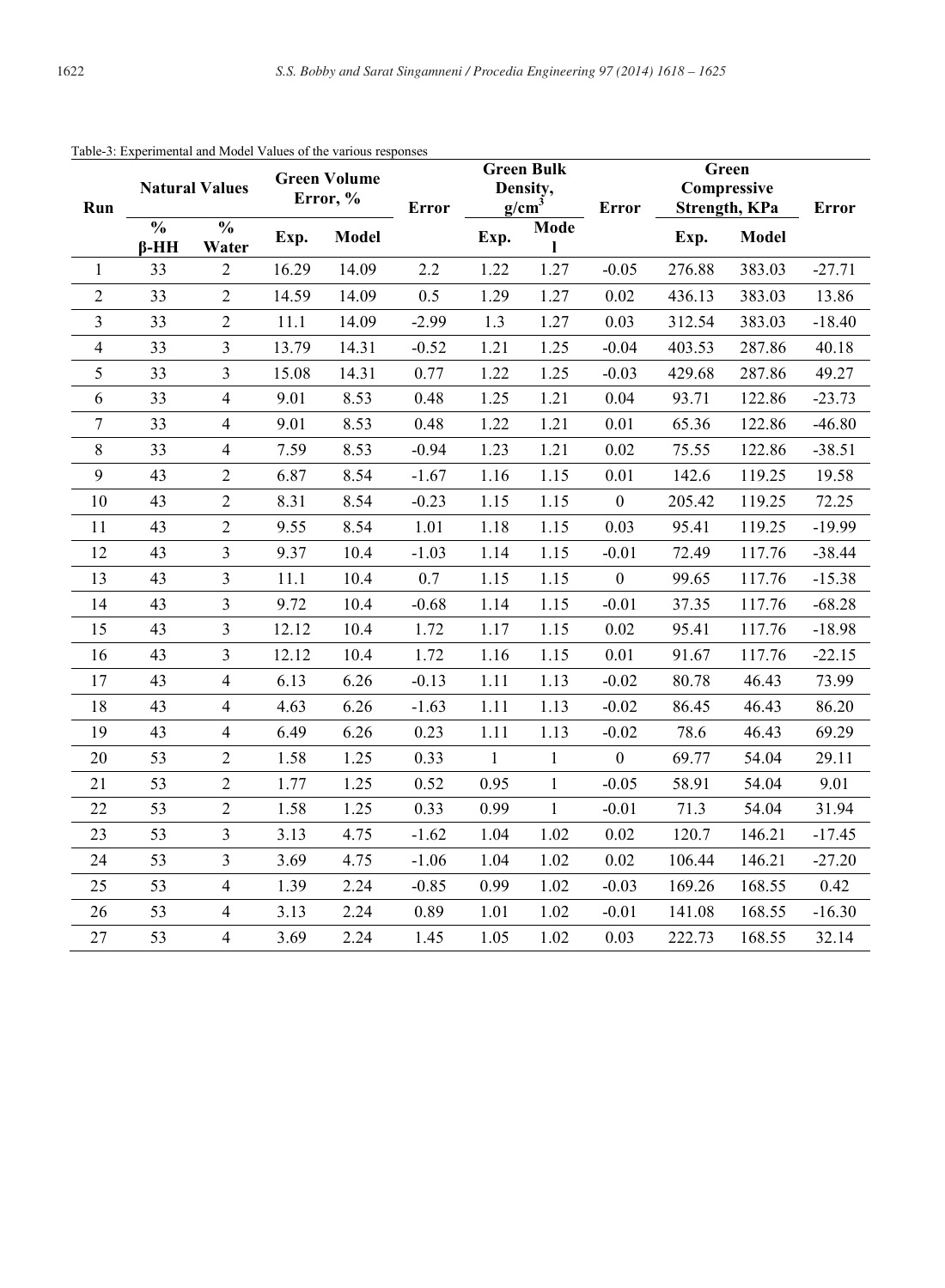Table-3: Experimental and Model Values of the various responses

| Run | Natural Values | | Green Volume Error, % | | Error | Green Bulk Density, $g/cm^3$ | | Error | Green Compressive Strength, KPa | | Error |
|---|---|---|---|---|---|---|---|---|---|---|---|
| | % β-HH | % Water | Exp. | Model | | Exp. | Model | | Exp. | Model | |
| 1 | 33 | 2 | 16.29 | 14.09 | 2.2 | 1.22 | 1.27 | -0.05 | 276.88 | 383.03 | -27.71 |
| 2 | 33 | 2 | 14.59 | 14.09 | 0.5 | 1.29 | 1.27 | 0.02 | 436.13 | 383.03 | 13.86 |
| 3 | 33 | 2 | 11.1 | 14.09 | -2.99 | 1.3 | 1.27 | 0.03 | 312.54 | 383.03 | -18.40 |
| 4 | 33 | 3 | 13.79 | 14.31 | -0.52 | 1.21 | 1.25 | -0.04 | 403.53 | 287.86 | 40.18 |
| 5 | 33 | 3 | 15.08 | 14.31 | 0.77 | 1.22 | 1.25 | -0.03 | 429.68 | 287.86 | 49.27 |
| 6 | 33 | 4 | 9.01 | 8.53 | 0.48 | 1.25 | 1.21 | 0.04 | 93.71 | 122.86 | -23.73 |
| 7 | 33 | 4 | 9.01 | 8.53 | 0.48 | 1.22 | 1.21 | 0.01 | 65.36 | 122.86 | -46.80 |
| 8 | 33 | 4 | 7.59 | 8.53 | -0.94 | 1.23 | 1.21 | 0.02 | 75.55 | 122.86 | -38.51 |
| 9 | 43 | 2 | 6.87 | 8.54 | -1.67 | 1.16 | 1.15 | 0.01 | 142.6 | 119.25 | 19.58 |
| 10 | 43 | 2 | 8.31 | 8.54 | -0.23 | 1.15 | 1.15 | 0 | 205.42 | 119.25 | 72.25 |
| 11 | 43 | 2 | 9.55 | 8.54 | 1.01 | 1.18 | 1.15 | 0.03 | 95.41 | 119.25 | -19.99 |
| 12 | 43 | 3 | 9.37 | 10.4 | -1.03 | 1.14 | 1.15 | -0.01 | 72.49 | 117.76 | -38.44 |
| 13 | 43 | 3 | 11.1 | 10.4 | 0.7 | 1.15 | 1.15 | 0 | 99.65 | 117.76 | -15.38 |
| 14 | 43 | 3 | 9.72 | 10.4 | -0.68 | 1.14 | 1.15 | -0.01 | 37.35 | 117.76 | -68.28 |
| 15 | 43 | 3 | 12.12 | 10.4 | 1.72 | 1.17 | 1.15 | 0.02 | 95.41 | 117.76 | -18.98 |
| 16 | 43 | 3 | 12.12 | 10.4 | 1.72 | 1.16 | 1.15 | 0.01 | 91.67 | 117.76 | -22.15 |
| 17 | 43 | 4 | 6.13 | 6.26 | -0.13 | 1.11 | 1.13 | -0.02 | 80.78 | 46.43 | 73.99 |
| 18 | 43 | 4 | 4.63 | 6.26 | -1.63 | 1.11 | 1.13 | -0.02 | 86.45 | 46.43 | 86.20 |
| 19 | 43 | 4 | 6.49 | 6.26 | 0.23 | 1.11 | 1.13 | -0.02 | 78.6 | 46.43 | 69.29 |
| 20 | 53 | 2 | 1.58 | 1.25 | 0.33 | 1 | 1 | 0 | 69.77 | 54.04 | 29.11 |
| 21 | 53 | 2 | 1.77 | 1.25 | 0.52 | 0.95 | 1 | -0.05 | 58.91 | 54.04 | 9.01 |
| 22 | 53 | 2 | 1.58 | 1.25 | 0.33 | 0.99 | 1 | -0.01 | 71.3 | 54.04 | 31.94 |
| 23 | 53 | 3 | 3.13 | 4.75 | -1.62 | 1.04 | 1.02 | 0.02 | 120.7 | 146.21 | -17.45 |
| 24 | 53 | 3 | 3.69 | 4.75 | -1.06 | 1.04 | 1.02 | 0.02 | 106.44 | 146.21 | -27.20 |
| 25 | 53 | 4 | 1.39 | 2.24 | -0.85 | 0.99 | 1.02 | -0.03 | 169.26 | 168.55 | 0.42 |
| 26 | 53 | 4 | 3.13 | 2.24 | 0.89 | 1.01 | 1.02 | -0.01 | 141.08 | 168.55 | -16.30 |
| 27 | 53 | 4 | 3.69 | 2.24 | 1.45 | 1.05 | 1.02 | 0.03 | 222.73 | 168.55 | 32.14 |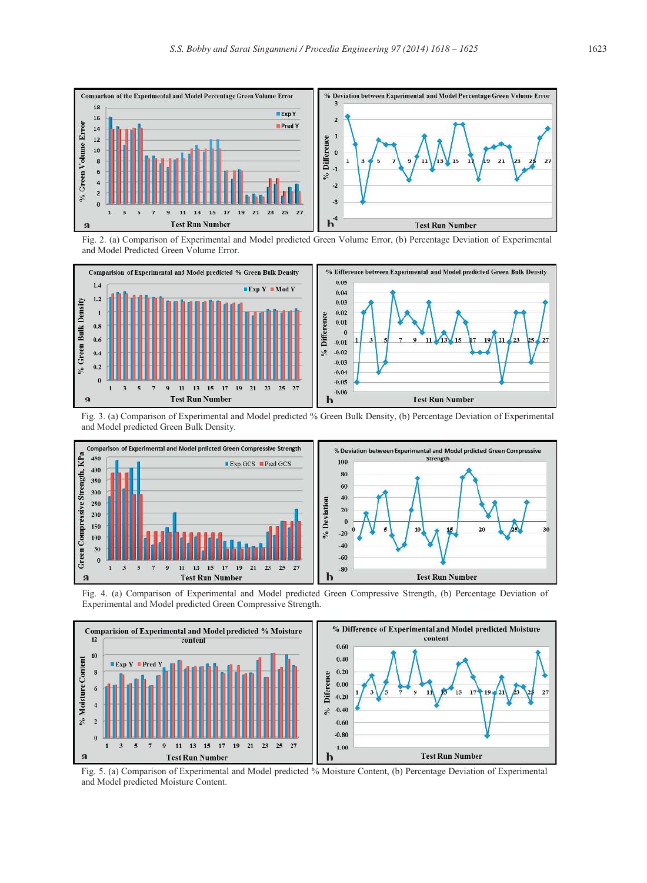Fig. 2. (a) Comparison of Experimental and Model predicted Green Volume Error, (b) Percentage Deviation of Experimental and Model Predicted Green Volume Error.

Fig. 3. (a) Comparison of Experimental and Model predicted % Green Bulk Density, (b) Percentage Deviation of Experimental and Model predicted Green Bulk Density.

Fig. 4. (a) Comparison of Experimental and Model predicted Green Compressive Strength, (b) Percentage Deviation of Experimental and Model predicted Green Compressive Strength.

Fig. 5. (a) Comparison of Experimental and Model predicted % Moisture Content, (b) Percentage Deviation of Experimental and Model predicted Moisture Content.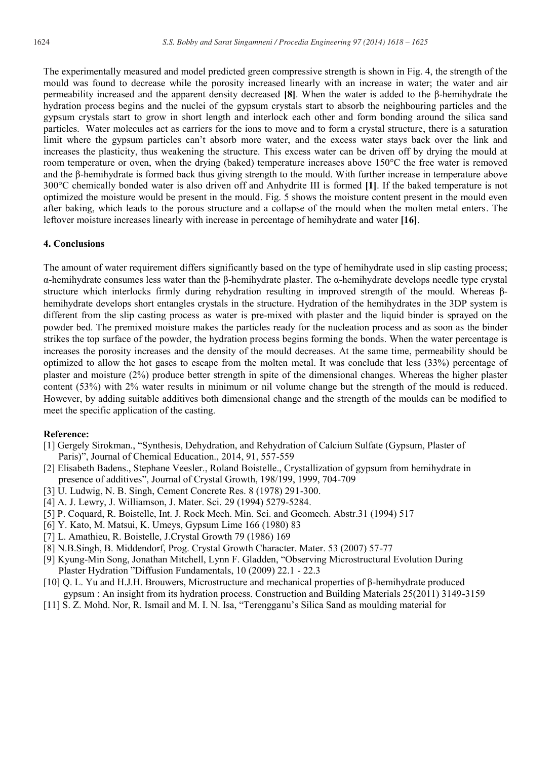The experimentally measured and model predicted green compressive strength is shown in Fig. 4, the strength of the mould was found to decrease while the porosity increased linearly with an increase in water; the water and air permeability increased and the apparent density decreased **[8]**. When the water is added to the β-hemihydrate the hydration process begins and the nuclei of the gypsum crystals start to absorb the neighbouring particles and the gypsum crystals start to grow in short length and interlock each other and form bonding around the silica sand particles. Water molecules act as carriers for the ions to move and to form a crystal structure, there is a saturation limit where the gypsum particles can't absorb more water, and the excess water stays back over the link and increases the plasticity, thus weakening the structure. This excess water can be driven off by drying the mould at room temperature or oven, when the drying (baked) temperature increases above 150°C the free water is removed and the β-hemihydrate is formed back thus giving strength to the mould. With further increase in temperature above 300°C chemically bonded water is also driven off and Anhydrite III is formed **[1]**. If the baked temperature is not optimized the moisture would be present in the mould. Fig. 5 shows the moisture content present in the mould even after baking, which leads to the porous structure and a collapse of the mould when the molten metal enters. The leftover moisture increases linearly with increase in percentage of hemihydrate and water **[16]**.

## 4. Conclusions

The amount of water requirement differs significantly based on the type of hemihydrate used in slip casting process; α-hemihydrate consumes less water than the β-hemihydrate plaster. The α-hemihydrate develops needle type crystal structure which interlocks firmly during rehydration resulting in improved strength of the mould. Whereas β-hemihydrate develops short entangles crystals in the structure. Hydration of the hemihydrates in the 3DP system is different from the slip casting process as water is pre-mixed with plaster and the liquid binder is sprayed on the powder bed. The premixed moisture makes the particles ready for the nucleation process and as soon as the binder strikes the top surface of the powder, the hydration process begins forming the bonds. When the water percentage is increases the porosity increases and the density of the mould decreases. At the same time, permeability should be optimized to allow the hot gases to escape from the molten metal. It was conclude that less (33%) percentage of plaster and moisture (2%) produce better strength in spite of the dimensional changes. Whereas the higher plaster content (53%) with 2% water results in minimum or nil volume change but the strength of the mould is reduced. However, by adding suitable additives both dimensional change and the strength of the moulds can be modified to meet the specific application of the casting.

### Reference:

[1] Gergely Sirokman., "Synthesis, Dehydration, and Rehydration of Calcium Sulfate (Gypsum, Plaster of Paris)", Journal of Chemical Education., 2014, 91, 557-559

[2] Elisabeth Badens., Stephane Veesler., Roland Boistelle., Crystallization of gypsum from hemihydrate in presence of additives", Journal of Crystal Growth, 198/199, 1999, 704-709

[3] U. Ludwig, N. B. Singh, Cement Concrete Res. 8 (1978) 291-300.

[4] A. J. Lewry, J. Williamson, J. Mater. Sci. 29 (1994) 5279-5284.

[5] P. Coquard, R. Boistelle, Int. J. Rock Mech. Min. Sci. and Geomech. Abstr.31 (1994) 517

[6] Y. Kato, M. Matsui, K. Umeys, Gypsum Lime 166 (1980) 83

[7] L. Amathieu, R. Boistelle, J.Crystal Growth 79 (1986) 169

[8] N.B.Singh, B. Middendorf, Prog. Crystal Growth Character. Mater. 53 (2007) 57-77

[9] Kyung-Min Song, Jonathan Mitchell, Lynn F. Gladden, "Observing Microstructural Evolution During Plaster Hydration "Diffusion Fundamentals, 10 (2009) 22.1 - 22.3

[10] Q. L. Yu and H.J.H. Brouwers, Microstructure and mechanical properties of β-hemihydrate produced gypsum : An insight from its hydration process. Construction and Building Materials 25(2011) 3149-3159

[11] S. Z. Mohd. Nor, R. Ismail and M. I. N. Isa, "Terengganu's Silica Sand as moulding material for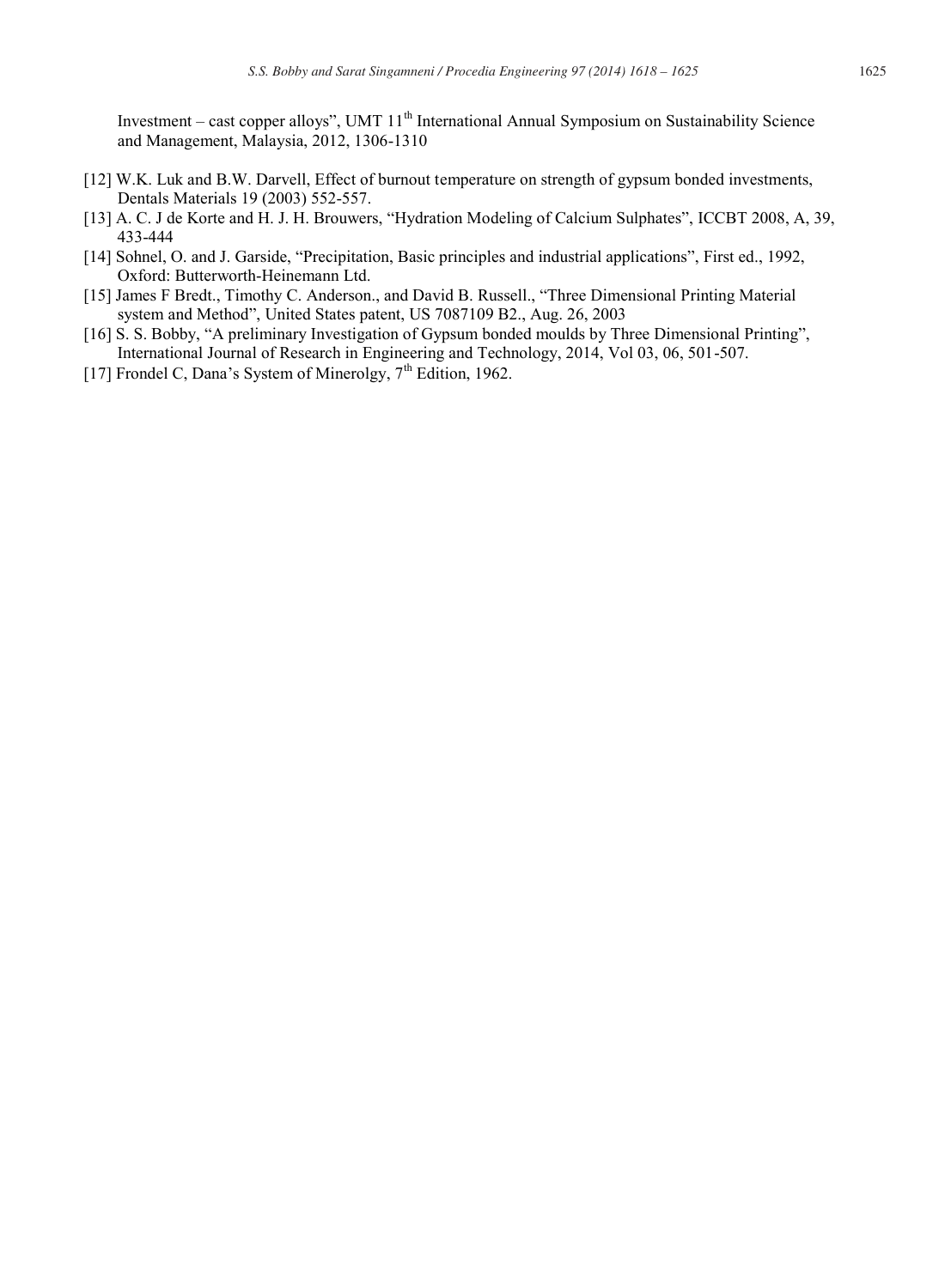Investment – cast copper alloys", UMT 11th International Annual Symposium on Sustainability Science and Management, Malaysia, 2012, 1306-1310

[12] W.K. Luk and B.W. Darvell, Effect of burnout temperature on strength of gypsum bonded investments, Dentals Materials 19 (2003) 552-557.

[13] A. C. J de Korte and H. J. H. Brouwers, "Hydration Modeling of Calcium Sulphates", ICCBT 2008, A, 39, 433-444

[14] Sohnel, O. and J. Garside, "Precipitation, Basic principles and industrial applications", First ed., 1992, Oxford: Butterworth-Heinemann Ltd.

[15] James F Bredt., Timothy C. Anderson., and David B. Russell., "Three Dimensional Printing Material system and Method", United States patent, US 7087109 B2., Aug. 26, 2003

[16] S. S. Bobby, "A preliminary Investigation of Gypsum bonded moulds by Three Dimensional Printing", International Journal of Research in Engineering and Technology, 2014, Vol 03, 06, 501-507.

[17] Frondel C, Dana's System of Minerolgy, 7th Edition, 1962.